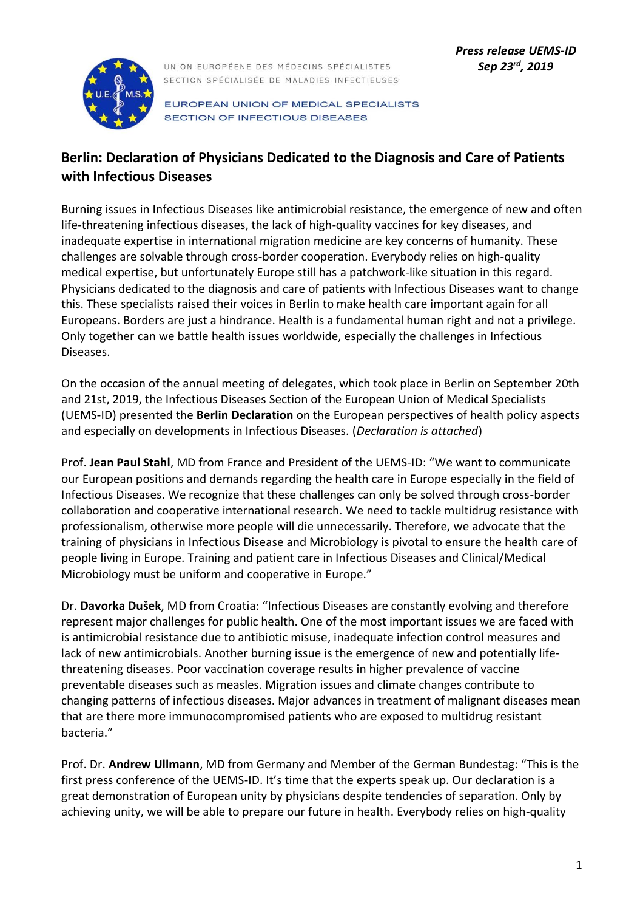UNION EUROPÉENE DES MÉDECINS SPÉCIALISTES
SECTION SPÉCIALISÉE DE MALADIES INFECTIEUSES

EUROPEAN UNION OF MEDICAL SPECIALISTS
SECTION OF INFECTIOUS DISEASES

***Press release UEMS-ID***
***Sep 23rd, 2019***

## Berlin: Declaration of Physicians Dedicated to the Diagnosis and Care of Patients with Infectious Diseases

Burning issues in Infectious Diseases like antimicrobial resistance, the emergence of new and often life-threatening infectious diseases, the lack of high-quality vaccines for key diseases, and inadequate expertise in international migration medicine are key concerns of humanity. These challenges are solvable through cross-border cooperation. Everybody relies on high-quality medical expertise, but unfortunately Europe still has a patchwork-like situation in this regard. Physicians dedicated to the diagnosis and care of patients with Infectious Diseases want to change this. These specialists raised their voices in Berlin to make health care important again for all Europeans. Borders are just a hindrance. Health is a fundamental human right and not a privilege. Only together can we battle health issues worldwide, especially the challenges in Infectious Diseases.

On the occasion of the annual meeting of delegates, which took place in Berlin on September 20th and 21st, 2019, the Infectious Diseases Section of the European Union of Medical Specialists (UEMS-ID) presented the **Berlin Declaration** on the European perspectives of health policy aspects and especially on developments in Infectious Diseases. (*Declaration is attached*)

Prof. **Jean Paul Stahl**, MD from France and President of the UEMS-ID: "We want to communicate our European positions and demands regarding the health care in Europe especially in the field of Infectious Diseases. We recognize that these challenges can only be solved through cross-border collaboration and cooperative international research. We need to tackle multidrug resistance with professionalism, otherwise more people will die unnecessarily. Therefore, we advocate that the training of physicians in Infectious Disease and Microbiology is pivotal to ensure the health care of people living in Europe. Training and patient care in Infectious Diseases and Clinical/Medical Microbiology must be uniform and cooperative in Europe."

Dr. **Davorka Dušek**, MD from Croatia: "Infectious Diseases are constantly evolving and therefore represent major challenges for public health. One of the most important issues we are faced with is antimicrobial resistance due to antibiotic misuse, inadequate infection control measures and lack of new antimicrobials. Another burning issue is the emergence of new and potentially life-threatening diseases. Poor vaccination coverage results in higher prevalence of vaccine preventable diseases such as measles. Migration issues and climate changes contribute to changing patterns of infectious diseases. Major advances in treatment of malignant diseases mean that are there more immunocompromised patients who are exposed to multidrug resistant bacteria."

Prof. Dr. **Andrew Ullmann**, MD from Germany and Member of the German Bundestag: "This is the first press conference of the UEMS-ID. It's time that the experts speak up. Our declaration is a great demonstration of European unity by physicians despite tendencies of separation. Only by achieving unity, we will be able to prepare our future in health. Everybody relies on high-quality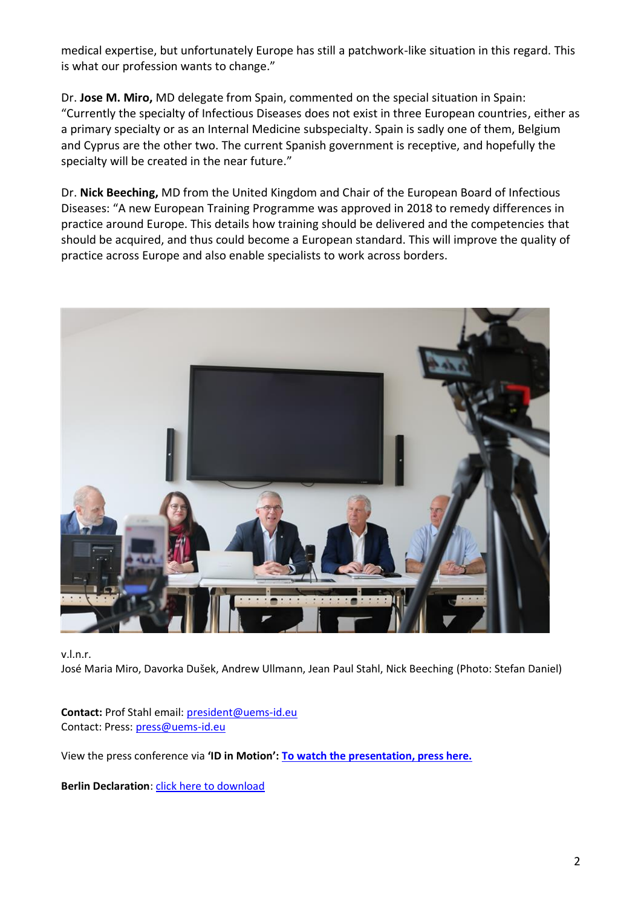medical expertise, but unfortunately Europe has still a patchwork-like situation in this regard. This is what our profession wants to change."

Dr. **Jose M. Miro,** MD delegate from Spain, commented on the special situation in Spain: "Currently the specialty of Infectious Diseases does not exist in three European countries, either as a primary specialty or as an Internal Medicine subspecialty. Spain is sadly one of them, Belgium and Cyprus are the other two. The current Spanish government is receptive, and hopefully the specialty will be created in the near future."

Dr. **Nick Beeching,** MD from the United Kingdom and Chair of the European Board of Infectious Diseases: "A new European Training Programme was approved in 2018 to remedy differences in practice around Europe. This details how training should be delivered and the competencies that should be acquired, and thus could become a European standard. This will improve the quality of practice across Europe and also enable specialists to work across borders.

v.l.n.r.
José Maria Miro, Davorka Dušek, Andrew Ullmann, Jean Paul Stahl, Nick Beeching (Photo: Stefan Daniel)

**Contact:** Prof Stahl email: president@uems-id.eu
Contact: Press: press@uems-id.eu

View the press conference via **'ID in Motion': To watch the presentation, press here.**

**Berlin Declaration**: click here to download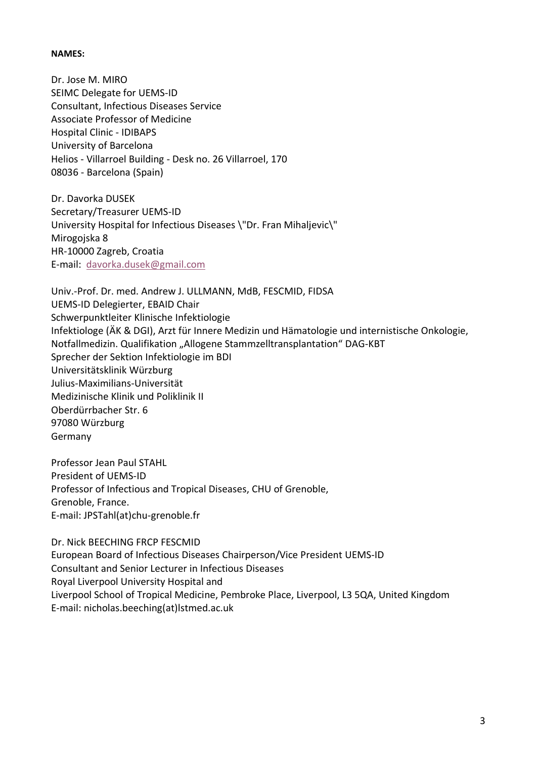**NAMES:**

Dr. Jose M. MIRO
SEIMC Delegate for UEMS-ID
Consultant, Infectious Diseases Service
Associate Professor of Medicine
Hospital Clinic - IDIBAPS
University of Barcelona
Helios - Villarroel Building - Desk no. 26 Villarroel, 170
08036 - Barcelona (Spain)

Dr. Davorka DUSEK
Secretary/Treasurer UEMS-ID
University Hospital for Infectious Diseases \"Dr. Fran Mihaljevic\"
Mirogojska 8
HR-10000 Zagreb, Croatia
E-mail: davorka.dusek@gmail.com

Univ.-Prof. Dr. med. Andrew J. ULLMANN, MdB, FESCMID, FIDSA
UEMS-ID Delegierter, EBAID Chair
Schwerpunktleiter Klinische Infektiologie
Infektiologe (ÄK & DGI), Arzt für Innere Medizin und Hämatologie und internistische Onkologie, Notfallmedizin. Qualifikation „Allogene Stammzelltransplantation" DAG-KBT
Sprecher der Sektion Infektiologie im BDI
Universitätsklinik Würzburg
Julius-Maximilians-Universität
Medizinische Klinik und Poliklinik II
Oberdürrbacher Str. 6
97080 Würzburg
Germany

Professor Jean Paul STAHL
President of UEMS-ID
Professor of Infectious and Tropical Diseases, CHU of Grenoble,
Grenoble, France.
E-mail: JPSTahl(at)chu-grenoble.fr

Dr. Nick BEECHING FRCP FESCMID
European Board of Infectious Diseases Chairperson/Vice President UEMS-ID
Consultant and Senior Lecturer in Infectious Diseases
Royal Liverpool University Hospital and
Liverpool School of Tropical Medicine, Pembroke Place, Liverpool, L3 5QA, United Kingdom
E-mail: nicholas.beeching(at)lstmed.ac.uk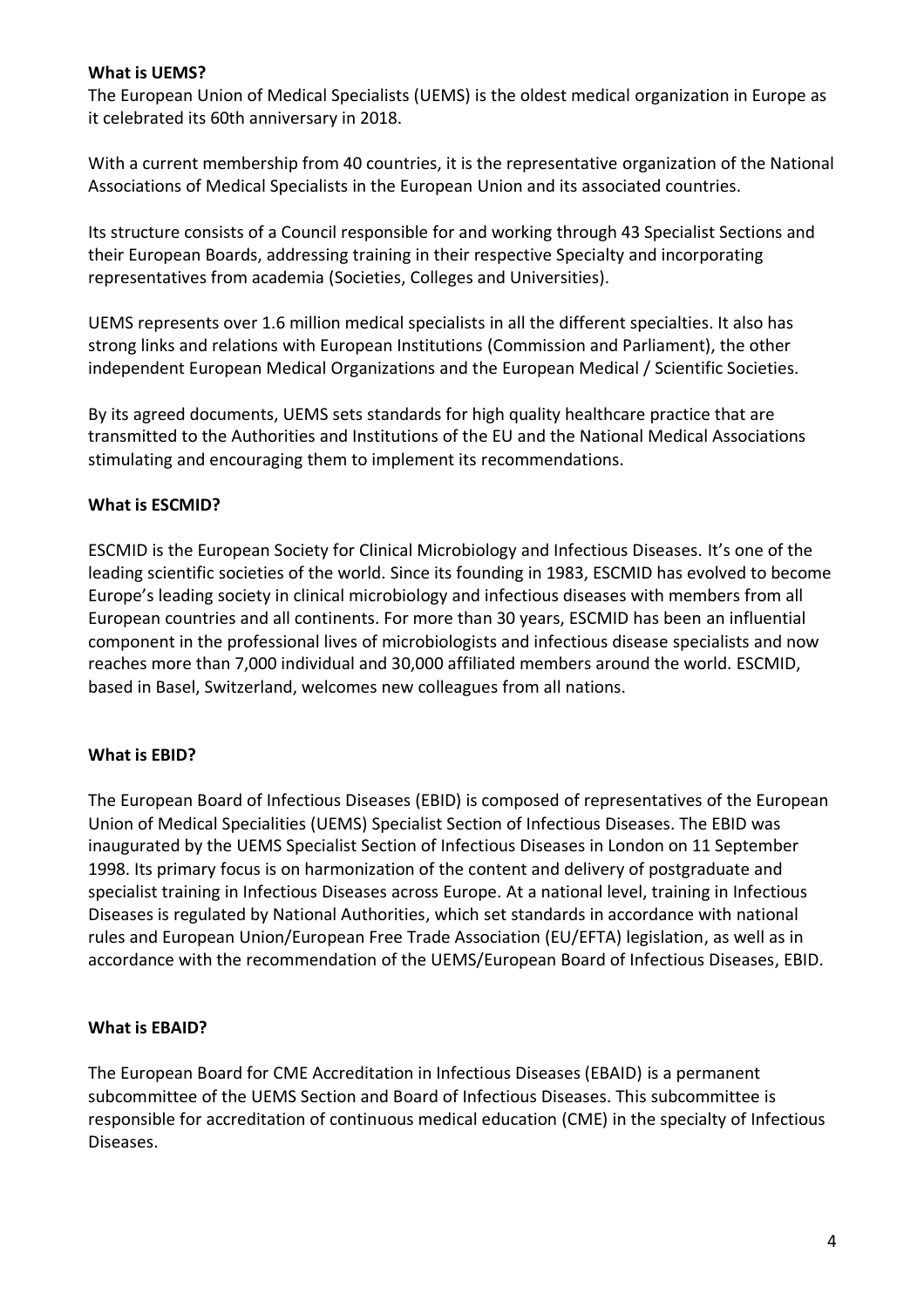**What is UEMS?**

The European Union of Medical Specialists (UEMS) is the oldest medical organization in Europe as it celebrated its 60th anniversary in 2018.

With a current membership from 40 countries, it is the representative organization of the National Associations of Medical Specialists in the European Union and its associated countries.

Its structure consists of a Council responsible for and working through 43 Specialist Sections and their European Boards, addressing training in their respective Specialty and incorporating representatives from academia (Societies, Colleges and Universities).

UEMS represents over 1.6 million medical specialists in all the different specialties. It also has strong links and relations with European Institutions (Commission and Parliament), the other independent European Medical Organizations and the European Medical / Scientific Societies.

By its agreed documents, UEMS sets standards for high quality healthcare practice that are transmitted to the Authorities and Institutions of the EU and the National Medical Associations stimulating and encouraging them to implement its recommendations.

**What is ESCMID?**

ESCMID is the European Society for Clinical Microbiology and Infectious Diseases. It's one of the leading scientific societies of the world. Since its founding in 1983, ESCMID has evolved to become Europe's leading society in clinical microbiology and infectious diseases with members from all European countries and all continents. For more than 30 years, ESCMID has been an influential component in the professional lives of microbiologists and infectious disease specialists and now reaches more than 7,000 individual and 30,000 affiliated members around the world. ESCMID, based in Basel, Switzerland, welcomes new colleagues from all nations.

**What is EBID?**

The European Board of Infectious Diseases (EBID) is composed of representatives of the European Union of Medical Specialities (UEMS) Specialist Section of Infectious Diseases. The EBID was inaugurated by the UEMS Specialist Section of Infectious Diseases in London on 11 September 1998. Its primary focus is on harmonization of the content and delivery of postgraduate and specialist training in Infectious Diseases across Europe. At a national level, training in Infectious Diseases is regulated by National Authorities, which set standards in accordance with national rules and European Union/European Free Trade Association (EU/EFTA) legislation, as well as in accordance with the recommendation of the UEMS/European Board of Infectious Diseases, EBID.

**What is EBAID?**

The European Board for CME Accreditation in Infectious Diseases (EBAID) is a permanent subcommittee of the UEMS Section and Board of Infectious Diseases. This subcommittee is responsible for accreditation of continuous medical education (CME) in the specialty of Infectious Diseases.